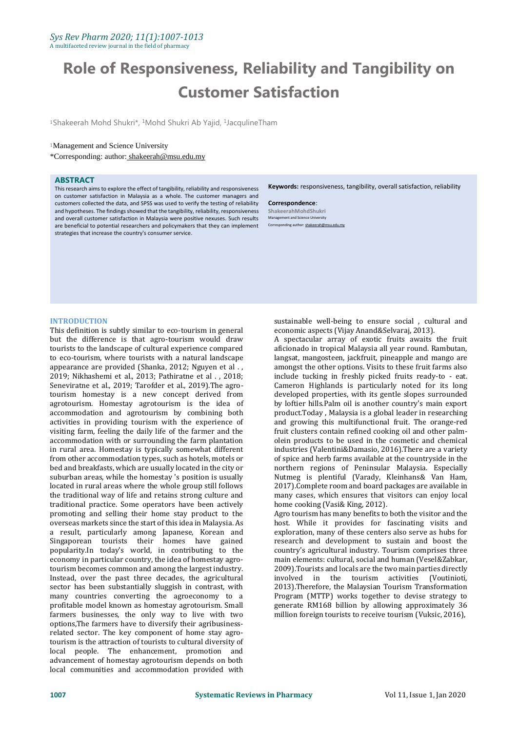# Role of Responsiveness, Reliability and Tangibility on Customer Satisfaction

[1]Shakeerah Mohd Shukri*, [1]Mohd Shukri Ab Yajid, [1]JacqulineTham

[1]Management and Science University

*Corresponding: author: shakeerah@msu.edu.my

## ABSTRACT

This research aims to explore the effect of tangibility, reliability and responsiveness on customer satisfaction in Malaysia as a whole. The customer managers and customers collected the data, and SPSS was used to verify the testing of reliability and hypotheses. The findings showed that the tangibility, reliability, responsiveness and overall customer satisfaction in Malaysia were positive nexuses. Such results are beneficial to potential researchers and policymakers that they can implement strategies that increase the country's consumer service.

**Keywords:** responsiveness, tangibility, overall satisfaction, reliability

**Correspondence**:
ShakeerahMohdShukri
Management and Science University
Corresponding author: shakeerah@msu.edu.my

## INTRODUCTION

This definition is subtly similar to eco-tourism in general but the difference is that agro-tourism would draw tourists to the landscape of cultural experience compared to eco-tourism, where tourists with a natural landscape appearance are provided (Shanka, 2012; Nguyen et al . , 2019; Nikhashemi et al., 2013; Pathiratne et al . , 2018; Seneviratne et al., 2019; Tarofder et al., 2019).The agro-tourism homestay is a new concept derived from agrotourism. Homestay agrotourism is the idea of accommodation and agrotourism by combining both activities in providing tourism with the experience of visiting farm, feeling the daily life of the farmer and the accommodation with or surrounding the farm plantation in rural area. Homestay is typically somewhat different from other accommodation types, such as hotels, motels or bed and breakfasts, which are usually located in the city or suburban areas, while the homestay 's position is usually located in rural areas where the whole group still follows the traditional way of life and retains strong culture and traditional practice. Some operators have been actively promoting and selling their home stay product to the overseas markets since the start of this idea in Malaysia. As a result, particularly among Japanese, Korean and Singaporean tourists their homes have gained popularity.In today's world, in contributing to the economy in particular country, the idea of homestay agro-tourism becomes common and among the largest industry. Instead, over the past three decades, the agricultural sector has been substantially sluggish in contrast, with many countries converting the agroeconomy to a profitable model known as homestay agrotourism. Small farmers businesses, the only way to live with two options,The farmers have to diversify their agribusiness-related sector. The key component of home stay agro-tourism is the attraction of tourists to cultural diversity of local people. The enhancement, promotion and advancement of homestay agrotourism depends on both local communities and accommodation provided with sustainable well-being to ensure social , cultural and economic aspects (Vijay Anand&Selvaraj, 2013).

A spectacular array of exotic fruits awaits the fruit aficionado in tropical Malaysia all year round. Rambutan, langsat, mangosteen, jackfruit, pineapple and mango are amongst the other options. Visits to these fruit farms also include tucking in freshly picked fruits ready-to - eat. Cameron Highlands is particularly noted for its long developed properties, with its gentle slopes surrounded by loftier hills.Palm oil is another country's main export product.Today , Malaysia is a global leader in researching and growing this multifunctional fruit. The orange-red fruit clusters contain refined cooking oil and other palm-olein products to be used in the cosmetic and chemical industries (Valentini&Damasio, 2016).There are a variety of spice and herb farms available at the countryside in the northern regions of Peninsular Malaysia. Especially Nutmeg is plentiful (Varady, Kleinhans& Van Ham, 2017).Complete room and board packages are available in many cases, which ensures that visitors can enjoy local home cooking (Vasi& King, 2012).

Agro tourism has many benefits to both the visitor and the host. While it provides for fascinating visits and exploration, many of these centers also serve as hubs for research and development to sustain and boost the country's agricultural industry. Tourism comprises three main elements: cultural, social and human (Vesel&Zabkar, 2009).Tourists and locals are the two main parties directly involved in the tourism activities (Voutinioti, 2013).Therefore, the Malaysian Tourism Transformation Program (MTTP) works together to devise strategy to generate RM168 billion by allowing approximately 36 million foreign tourists to receive tourism (Vuksic, 2016),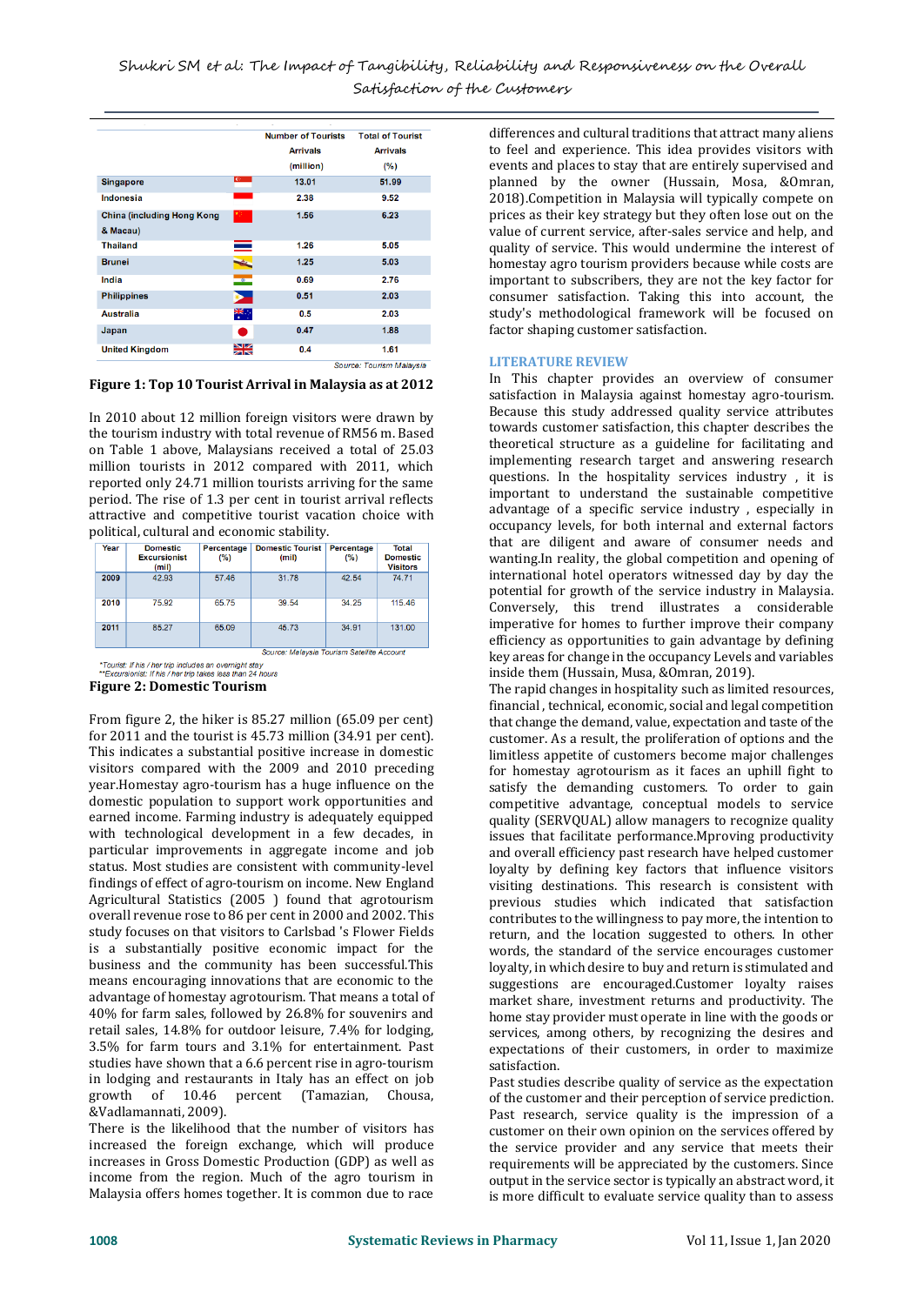| | | Number of Tourists Arrivals (million) | Total of Tourist Arrivals (%) |
|---|---|---|---|
| Singapore | | 13.01 | 51.99 |
| Indonesia | | 2.38 | 9.52 |
| China (including Hong Kong & Macau) | | 1.56 | 6.23 |
| Thailand | | 1.26 | 5.05 |
| Brunei | | 1.25 | 5.03 |
| India | | 0.69 | 2.76 |
| Philippines | | 0.51 | 2.03 |
| Australia | | 0.5 | 2.03 |
| Japan | | 0.47 | 1.88 |
| United Kingdom | | 0.4 | 1.61 |

Source: Tourism Malaysia

**Figure 1: Top 10 Tourist Arrival in Malaysia as at 2012**

In 2010 about 12 million foreign visitors were drawn by the tourism industry with total revenue of RM56 m. Based on Table 1 above, Malaysians received a total of 25.03 million tourists in 2012 compared with 2011, which reported only 24.71 million tourists arriving for the same period. The rise of 1.3 per cent in tourist arrival reflects attractive and competitive tourist vacation choice with political, cultural and economic stability.

| Year | Domestic Excursionist (mil) | Percentage (%) | Domestic Tourist (mil) | Percentage (%) | Total Domestic Visitors |
|---|---|---|---|---|---|
| 2009 | 42.93 | 57.46 | 31.78 | 42.54 | 74.71 |
| 2010 | 75.92 | 65.75 | 39.54 | 34.25 | 115.46 |
| 2011 | 85.27 | 65.09 | 45.73 | 34.91 | 131.00 |

Source: Malaysia Tourism Satellite Account

*Tourist: If his / her trip includes an overnight stay
**Excursionist: If his / her trip takes less than 24 hours

**Figure 2: Domestic Tourism**

From figure 2, the hiker is 85.27 million (65.09 per cent) for 2011 and the tourist is 45.73 million (34.91 per cent). This indicates a substantial positive increase in domestic visitors compared with the 2009 and 2010 preceding year.Homestay agro-tourism has a huge influence on the domestic population to support work opportunities and earned income. Farming industry is adequately equipped with technological development in a few decades, in particular improvements in aggregate income and job status. Most studies are consistent with community-level findings of effect of agro-tourism on income. New England Agricultural Statistics (2005 ) found that agrotourism overall revenue rose to 86 per cent in 2000 and 2002. This study focuses on that visitors to Carlsbad 's Flower Fields is a substantially positive economic impact for the business and the community has been successful.This means encouraging innovations that are economic to the advantage of homestay agrotourism. That means a total of 40% for farm sales, followed by 26.8% for souvenirs and retail sales, 14.8% for outdoor leisure, 7.4% for lodging, 3.5% for farm tours and 3.1% for entertainment. Past studies have shown that a 6.6 percent rise in agro-tourism in lodging and restaurants in Italy has an effect on job growth of 10.46 percent (Tamazian, Chousa, &Vadlamannati, 2009).

There is the likelihood that the number of visitors has increased the foreign exchange, which will produce increases in Gross Domestic Production (GDP) as well as income from the region. Much of the agro tourism in Malaysia offers homes together. It is common due to race differences and cultural traditions that attract many aliens to feel and experience. This idea provides visitors with events and places to stay that are entirely supervised and planned by the owner (Hussain, Mosa, &Omran, 2018).Currently in Malaysia will typically compete on prices as their key strategy but they often lose out on the value of current service, after-sales service and help, and quality of service. This would undermine the interest of homestay agro tourism providers because while costs are important to subscribers, they are not the key factor for consumer satisfaction. Taking this into account, the study's methodological framework will be focused on factor shaping customer satisfaction.

## LITERATURE REVIEW

In This chapter provides an overview of consumer satisfaction in Malaysia against homestay agro-tourism. Because this study addressed quality service attributes towards customer satisfaction, this chapter describes the theoretical structure as a guideline for facilitating and implementing research target and answering research questions. In the hospitality services industry , it is important to understand the sustainable competitive advantage of a specific service industry , especially in occupancy levels, for both internal and external factors that are diligent and aware of consumer needs and wanting.In reality, the global competition and opening of international hotel operators witnessed day by day the potential for the service industry in Malaysia. Conversely, this trend illustrates a considerable imperative for homes to further improve their company efficiency as opportunities to gain advantage by defining key areas for change in the occupancy Levels and variables inside them (Hussain, Musa, &Omran, 2019).

The rapid changes in hospitality such as limited resources, financial , technical, economic, social and legal competition that change the demand, value, expectation and taste of the customer. As a result, the proliferation of options and the limitless appetite of customers become major challenges for homestay agrotourism as it faces an uphill fight to satisfy the demanding customers. To order to gain competitive advantage, conceptual models to service quality (SERVQUAL) allow managers to recognize quality issues that facilitate performance.Mproving productivity and overall efficiency past research have helped customer loyalty by defining key factors that influence visitors visiting destinations. This research is consistent with previous studies which indicated that satisfaction contributes to the willingness to pay more, the intention to return, and the location suggested to others. In other words, the standard of the service encourages customer loyalty, in which desire to buy and return is stimulated and suggestions are encouraged.Customer loyalty raises market share, investment returns and productivity. The home stay provider must operate in line with the goods or services, among others, by recognizing the desires and expectations of their customers, in order to maximize satisfaction.

Past studies describe quality of service as the expectation of the customer and their perception of service prediction. Past research, service quality is the impression of a customer on their own opinion on the services offered by the service provider and any service that meets their requirements will be appreciated by the customers. Since output in the service sector is typically an abstract word, it is more difficult to evaluate service quality than to assess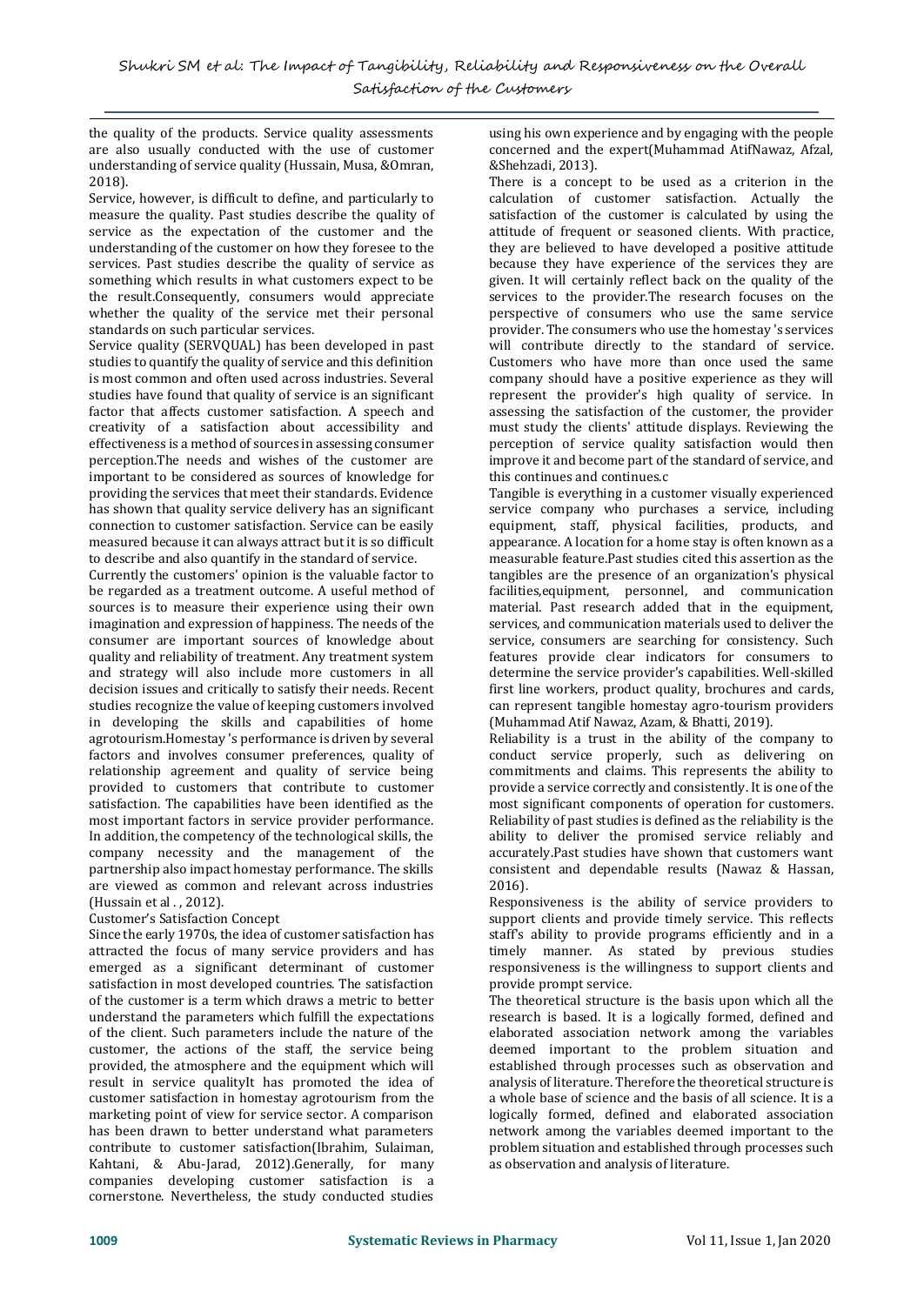the quality of the products. Service quality assessments are also usually conducted with the use of customer understanding of service quality (Hussain, Musa, &Omran, 2018).

Service, however, is difficult to define, and particularly to measure the quality. Past studies describe the quality of service as the expectation of the customer and the understanding of the customer on how they foresee to the services. Past studies describe the quality of service as something which results in what customers expect to be the result.Consequently, consumers would appreciate whether the quality of the service met their personal standards on such particular services.

Service quality (SERVQUAL) has been developed in past studies to quantify the quality of service and this definition is most common and often used across industries. Several studies have found that quality of service is an significant factor that affects customer satisfaction. A speech and creativity of a satisfaction about accessibility and effectiveness is a method of sources in assessing consumer perception.The needs and wishes of the customer are important to be considered as sources of knowledge for providing the services that meet their standards. Evidence has shown that quality service delivery has an significant connection to customer satisfaction. Service can be easily measured because it can always attract but it is so difficult to describe and also quantify in the standard of service.

Currently the customers' opinion is the valuable factor to be regarded as a treatment outcome. A useful method of sources is to measure their experience using their own imagination and expression of happiness. The needs of the consumer are important sources of knowledge about quality and reliability of treatment. Any treatment system and strategy will also include more customers in all decision issues and critically to satisfy their needs. Recent studies recognize the value of keeping customers involved in developing the skills and capabilities of home agrotourism.Homestay 's performance is driven by several factors and involves consumer preferences, quality of relationship agreement and quality of service being provided to customers that contribute to customer satisfaction. The capabilities have been identified as the most important factors in service provider performance. In addition, the competency of the technological skills, the company necessity and the management of the partnership also impact homestay performance. The skills are viewed as common and relevant across industries (Hussain et al . , 2012).

Customer's Satisfaction Concept

Since the early 1970s, the idea of customer satisfaction has attracted the focus of many service providers and has emerged as a significant determinant of customer satisfaction in most developed countries. The satisfaction of the customer is a term which draws a metric to better understand the parameters which fulfill the expectations of the client. Such parameters include the nature of the customer, the actions of the staff, the service being provided, the atmosphere and the equipment which will result in service qualityIt has promoted the idea of customer satisfaction in homestay agrotourism from the marketing point of view for service sector. A comparison has been drawn to better understand what parameters contribute to customer satisfaction(Ibrahim, Sulaiman, Kahtani, & Abu-Jarad, 2012).Generally, for many companies developing customer satisfaction is a cornerstone. Nevertheless, the study conducted studies using his own experience and by engaging with the people concerned and the expert(Muhammad AtifNawaz, Afzal, &Shehzadi, 2013).

There is a concept to be used as a criterion in the calculation of customer satisfaction. Actually the satisfaction of the customer is calculated by using the attitude of frequent or seasoned clients. With practice, they are believed to have developed a positive attitude because they have experience of the services they are given. It will certainly reflect back on the quality of the services to the provider.The research focuses on the perspective of consumers who use the same service provider. The consumers who use the homestay 's services will contribute directly to the standard of service. Customers who have more than once used the same company should have a positive experience as they will represent the provider's high quality of service. In assessing the satisfaction of the customer, the provider must study the clients' attitude displays. Reviewing the perception of service quality satisfaction would then improve it and become part of the standard of service, and this continues and continues.c

Tangible is everything in a customer visually experienced service company who purchases a service, including equipment, staff, physical facilities, products, and appearance. A location for a home stay is often known as a measurable feature.Past studies cited this assertion as the tangibles are the presence of an organization's physical facilities,equipment, personnel, and communication material. Past research added that in the equipment, services, and communication materials used to deliver the service, consumers are searching for consistency. Such features provide clear indicators for consumers to determine the service provider's capabilities. Well-skilled first line workers, product quality, brochures and cards, can represent tangible homestay agro-tourism providers (Muhammad Atif Nawaz, Azam, & Bhatti, 2019).

Reliability is a trust in the ability of the company to conduct service properly, such as delivering on commitments and claims. This represents the ability to provide a service correctly and consistently. It is one of the most significant components of operation for customers. Reliability of past studies is defined as the reliability is the ability to deliver the promised service reliably and accurately.Past studies have shown that customers want consistent and dependable results (Nawaz & Hassan, 2016).

Responsiveness is the ability of service providers to support clients and provide timely service. This reflects staff's ability to provide programs efficiently and in a timely manner. As stated by previous studies responsiveness is the willingness to support clients and provide prompt service.

The theoretical structure is the basis upon which all the research is based. It is a logically formed, defined and elaborated association network among the variables deemed important to the problem situation and established through processes such as observation and analysis of literature. Therefore the theoretical structure is a whole base of science and the basis of all science. It is a logically formed, defined and elaborated association network among the variables deemed important to the problem situation and established through processes such as observation and analysis of literature.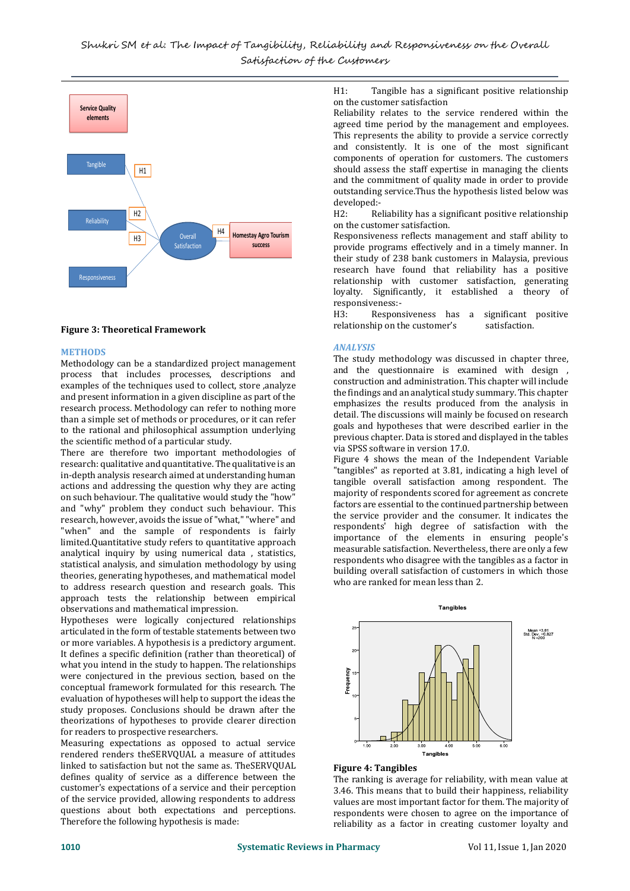**Figure 3: Theoretical Framework**

## METHODS

Methodology can be a standardized project management process that includes processes, descriptions and examples of the techniques used to collect, store ,analyze and present information in a given discipline as part of the research process. Methodology can refer to nothing more than a simple set of methods or procedures, or it can refer to the rational and philosophical assumption underlying the scientific method of a particular study.

There are therefore two important methodologies of research: qualitative and quantitative. The qualitative is an in-depth analysis research aimed at understanding human actions and addressing the question why they are acting on such behaviour. The qualitative would study the "how" and "why" problem they conduct such behaviour. This research, however, avoids the issue of "what," "where" and "when" and the sample of respondents is fairly limited.Quantitative study refers to quantitative approach analytical inquiry by using numerical data , statistics, statistical analysis, and simulation methodology by using theories, generating hypotheses, and mathematical model to address research question and research goals. This approach tests the relationship between empirical observations and mathematical impression.

Hypotheses were logically conjectured relationships articulated in the form of testable statements between two or more variables. A hypothesis is a predictory argument. It defines a specific definition (rather than theoretical) of what you intend in the study to happen. The relationships were conjectured in the previous section, based on the conceptual framework formulated for this research. The evaluation of hypotheses will help to support the ideas the study proposes. Conclusions should be drawn after the theorizations of hypotheses to provide clearer direction for readers to prospective researchers.

Measuring expectations as opposed to actual service rendered renders theSERVQUAL a measure of attitudes linked to satisfaction but not the same as. TheSERVQUAL defines quality of service as a difference between the customer's expectations of a service and their perception of the service provided, allowing respondents to address questions about both expectations and perceptions. Therefore the following hypothesis is made:

H1: Tangible has a significant positive relationship on the customer satisfaction

Reliability relates to the service rendered within the agreed time period by the management and employees. This represents the ability to provide a service correctly and consistently. It is one of the most significant components of operation for customers. The customers should assess the staff expertise in managing the clients and the commitment of quality made in order to provide outstanding service.Thus the hypothesis listed below was developed:-

H2: Reliability has a significant positive relationship on the customer satisfaction.

Responsiveness reflects management and staff ability to provide programs effectively and in a timely manner. In their study of 238 bank customers in Malaysia, previous research have found that reliability has a positive relationship with customer satisfaction, generating loyalty. Significantly, it established a theory of responsiveness:-

H3: Responsiveness has a significant positive relationship on the customer's satisfaction.

## *ANALYSIS*

The study methodology was discussed in chapter three, and the questionnaire is examined with design , construction and administration. This chapter will include the findings and an analytical study summary. This chapter emphasizes the results produced from the analysis in detail. The discussions will mainly be focused on research goals and hypotheses that were described earlier in the previous chapter. Data is stored and displayed in the tables via SPSS software in version 17.0.

Figure 4 shows the mean of the Independent Variable "tangibles" as reported at 3.81, indicating a high level of tangible overall satisfaction among respondent. The majority of respondents scored for agreement as concrete factors are essential to the continued partnership between the service provider and the consumer. It indicates the respondents' high degree of satisfaction with the importance of the elements in ensuring people's measurable satisfaction. Nevertheless, there are only a few respondents who disagree with the tangibles as a factor in building overall satisfaction of customers in which those who are ranked for mean less than 2.

**Figure 4: Tangibles**

The ranking is average for reliability, with mean value at 3.46. This means that to build their happiness, reliability values are most important factor for them. The majority of respondents were chosen to agree on the importance of reliability as a factor in creating customer loyalty and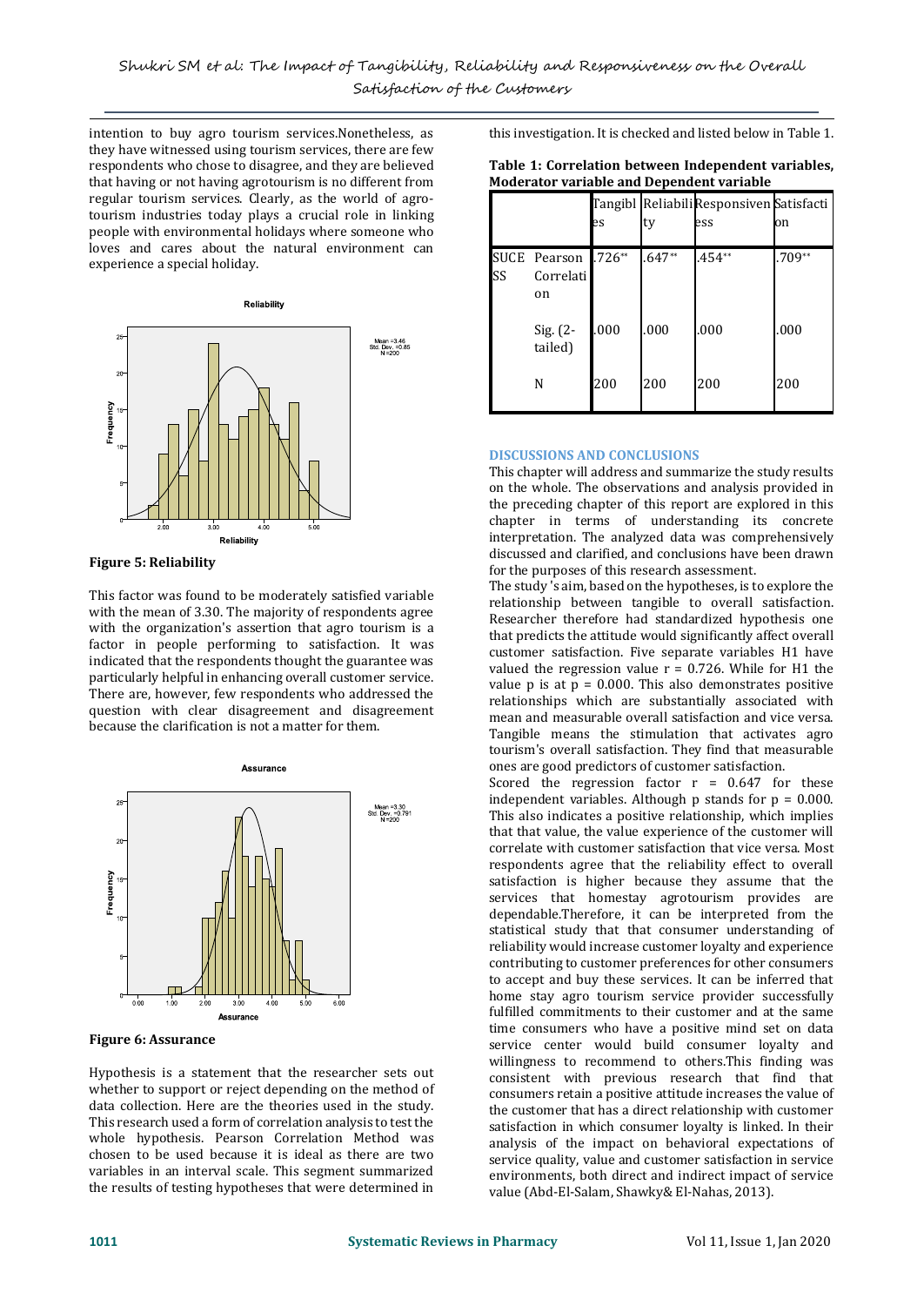intention to buy agro tourism services.Nonetheless, as they have witnessed using tourism services, there are few respondents who chose to disagree, and they are believed that having or not having agrotourism is no different from regular tourism services. Clearly, as the world of agro-tourism industries today plays a crucial role in linking people with environmental holidays where someone who loves and cares about the natural environment can experience a special holiday.

**Figure 5: Reliability**

This factor was found to be moderately satisfied variable with the mean of 3.30. The majority of respondents agree with the organization's assertion that agro tourism is a factor in people performing to satisfaction. It was indicated that the respondents thought the guarantee was particularly helpful in enhancing overall customer service. There are, however, few respondents who addressed the question with clear disagreement and disagreement because the clarification is not a matter for them.

**Figure 6: Assurance**

Hypothesis is a statement that the researcher sets out whether to support or reject depending on the method of data collection. Here are the theories used in the study. This research used a form of correlation analysis to test the whole hypothesis. Pearson Correlation Method was chosen to be used because it is ideal as there are two variables in an interval scale. This segment summarized the results of testing hypotheses that were determined in this investigation. It is checked and listed below in Table 1.

**Table 1: Correlation between Independent variables, Moderator variable and Dependent variable**

| | | Tangibles | Reliability | Responsiveness | Satisfaction |
|---|---|---|---|---|---|
| SUCESS | Pearson Correlation | .726** | .647** | .454** | .709** |
| | Sig. (2-tailed) | .000 | .000 | .000 | .000 |
| | N | 200 | 200 | 200 | 200 |

## DISCUSSIONS AND CONCLUSIONS

This chapter will address and summarize the study results on the whole. The observations and analysis provided in the preceding chapter of this report are explored in this chapter in terms of understanding its concrete interpretation. The analyzed data was comprehensively discussed and clarified, and conclusions have been drawn for the purposes of this research assessment.

The study 's aim, based on the hypotheses, is to explore the relationship between tangible to overall satisfaction. Researcher therefore had standardized hypothesis one that predicts the attitude would significantly affect overall customer satisfaction. Five separate variables H1 have valued the regression value r = 0.726. While for H1 the value p is at p = 0.000. This also demonstrates positive relationships which are substantially associated with mean and measurable overall satisfaction and vice versa. Tangible means the stimulation that activates agro tourism's overall satisfaction. They find that measurable ones are good predictors of customer satisfaction.

Scored the regression factor r = 0.647 for these independent variables. Although p stands for p = 0.000. This also indicates a positive relationship, which implies that that value, the value experience of the customer will correlate with customer satisfaction that vice versa. Most respondents agree that the reliability effect to overall satisfaction is higher because they assume that the services that homestay agrotourism provides are dependable.Therefore, it can be interpreted from the statistical study that that consumer understanding of reliability would increase customer loyalty and experience contributing to customer preferences for other consumers to accept and buy these services. It can be inferred that home stay agro tourism service provider successfully fulfilled commitments to their customer and at the same time consumers who have a positive mind set on data service center would build consumer loyalty and willingness to recommend to others.This finding was consistent with previous research that find that consumers retain a positive attitude increases the value of the customer that has a direct relationship with customer satisfaction in which consumer loyalty is linked. In their analysis of the impact on behavioral expectations of service quality, value and customer satisfaction in service environments, both direct and indirect impact of service value (Abd-El-Salam, Shawky& El-Nahas, 2013).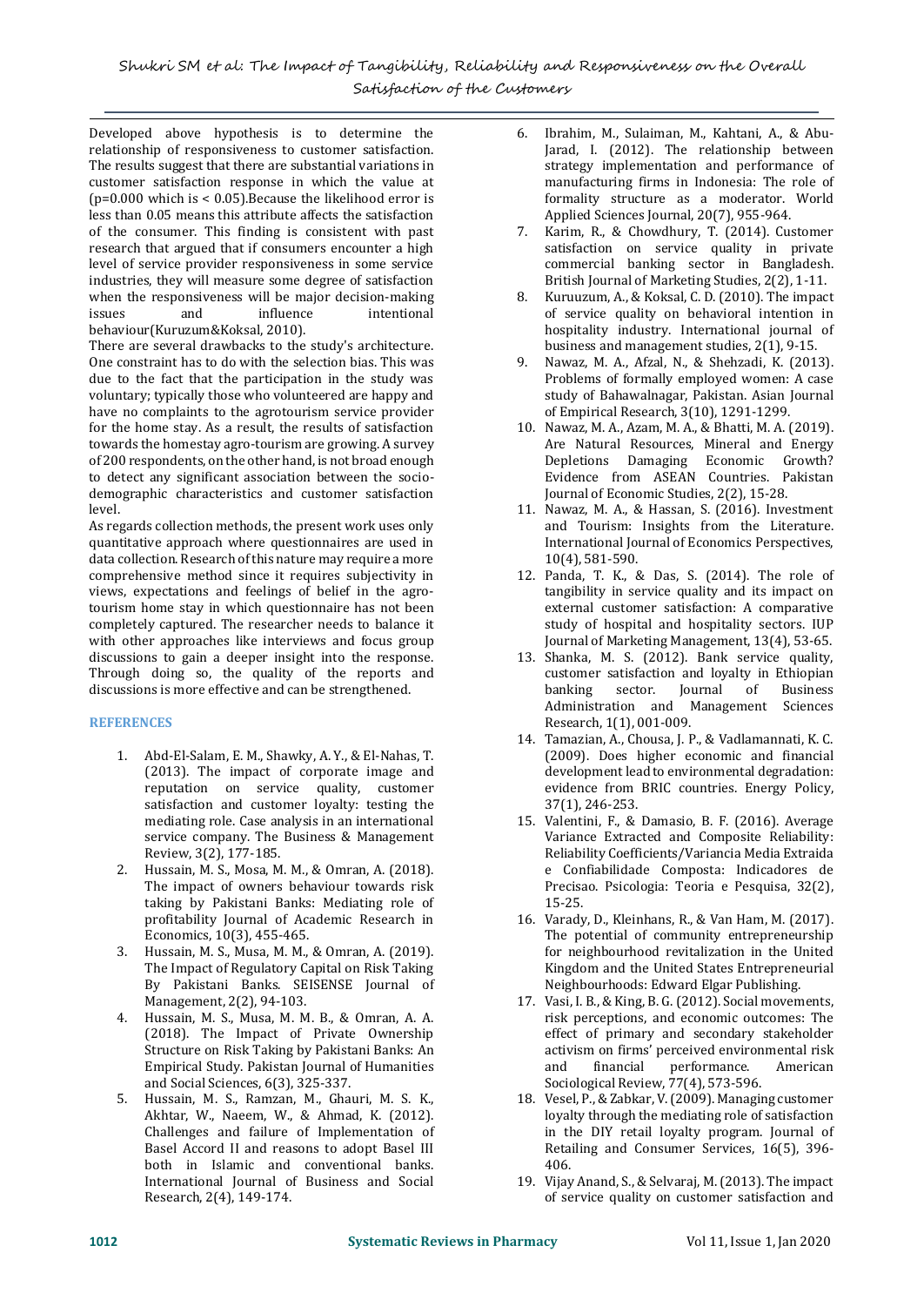Developed above hypothesis is to determine the relationship of responsiveness to customer satisfaction. The results suggest that there are substantial variations in customer satisfaction response in which the value at ($p$=0.000 which is $< 0.05$).Because the likelihood error is less than 0.05 means this attribute affects the satisfaction of the consumer. This finding is consistent with past research that argued that if consumers encounter a high level of service provider responsiveness in some service industries, they will measure some degree of satisfaction when the responsiveness will be major decision-making issues and influence intentional behaviour(Kuruzum&Koksal, 2010).

There are several drawbacks to the study's architecture. One constraint has to do with the selection bias. This was due to the fact that the participation in the study was voluntary; typically those who volunteered are happy and have no complaints to the agrotourism service provider for the home stay. As a result, the results of satisfaction towards the homestay agro-tourism are growing. A survey of 200 respondents, on the other hand, is not broad enough to detect any significant association between the socio-demographic characteristics and customer satisfaction level.

As regards collection methods, the present work uses only quantitative approach where questionnaires are used in data collection. Research of this nature may require a more comprehensive method since it requires subjectivity in views, expectations and feelings of belief in the agro-tourism home stay in which questionnaire has not been completely captured. The researcher needs to balance it with other approaches like interviews and focus group discussions to gain a deeper insight into the response. Through doing so, the quality of the reports and discussions is more effective and can be strengthened.

## REFERENCES

1. Abd-El-Salam, E. M., Shawky, A. Y., & El-Nahas, T. (2013). The impact of corporate image and reputation on service quality, customer satisfaction and customer loyalty: testing the mediating role. Case analysis in an international service company. The Business & Management Review, 3(2), 177-185.
2. Hussain, M. S., Mosa, M. M., & Omran, A. (2018). The impact of owners behaviour towards risk taking by Pakistani Banks: Mediating role of profitability Journal of Academic Research in Economics, 10(3), 455-465.
3. Hussain, M. S., Musa, M. M., & Omran, A. (2019). The Impact of Regulatory Capital on Risk Taking By Pakistani Banks. SEISENSE Journal of Management, 2(2), 94-103.
4. Hussain, M. S., Musa, M. M. B., & Omran, A. A. (2018). The Impact of Private Ownership Structure on Risk Taking by Pakistani Banks: An Empirical Study. Pakistan Journal of Humanities and Social Sciences, 6(3), 325-337.
5. Hussain, M. S., Ramzan, M., Ghauri, M. S. K., Akhtar, W., Naeem, W., & Ahmad, K. (2012). Challenges and failure of Implementation of Basel Accord II and reasons to adopt Basel III both in Islamic and conventional banks. International Journal of Business and Social Research, 2(4), 149-174.
6. Ibrahim, M., Sulaiman, M., Kahtani, A., & Abu-Jarad, I. (2012). The relationship between strategy implementation and performance of manufacturing firms in Indonesia: The role of formality structure as a moderator. World Applied Sciences Journal, 20(7), 955-964.
7. Karim, R., & Chowdhury, T. (2014). Customer satisfaction on service quality in private commercial banking sector in Bangladesh. British Journal of Marketing Studies, 2(2), 1-11.
8. Kuruuzum, A., & Koksal, C. D. (2010). The impact of service quality on behavioral intention in hospitality industry. International journal of business and management studies, 2(1), 9-15.
9. Nawaz, M. A., Afzal, N., & Shehzadi, K. (2013). Problems of formally employed women: A case study of Bahawalnagar, Pakistan. Asian Journal of Empirical Research, 3(10), 1291-1299.
10. Nawaz, M. A., Azam, M. A., & Bhatti, M. A. (2019). Are Natural Resources, Mineral and Energy Depletions Damaging Economic Growth? Evidence from ASEAN Countries. Pakistan Journal of Economic Studies, 2(2), 15-28.
11. Nawaz, M. A., & Hassan, S. (2016). Investment and Tourism: Insights from the Literature. International Journal of Economics Perspectives, 10(4), 581-590.
12. Panda, T. K., & Das, S. (2014). The role of tangibility in service quality and its impact on external customer satisfaction: A comparative study of hospital and hospitality sectors. IUP Journal of Marketing Management, 13(4), 53-65.
13. Shanka, M. S. (2012). Bank service quality, customer satisfaction and loyalty in Ethiopian banking sector. Journal of Business Administration and Management Sciences Research, 1(1), 001-009.
14. Tamazian, A., Chousa, J. P., & Vadlamannati, K. C. (2009). Does higher economic and financial development lead to environmental degradation: evidence from BRIC countries. Energy Policy, 37(1), 246-253.
15. Valentini, F., & Damasio, B. F. (2016). Average Variance Extracted and Composite Reliability: Reliability Coefficients/Variancia Media Extraida e Confiabilidade Composta: Indicadores de Precisao. Psicologia: Teoria e Pesquisa, 32(2), 15-25.
16. Varady, D., Kleinhans, R., & Van Ham, M. (2017). The potential of community entrepreneurship for neighbourhood revitalization in the United Kingdom and the United States Entrepreneurial Neighbourhoods: Edward Elgar Publishing.
17. Vasi, I. B., & King, B. G. (2012). Social movements, risk perceptions, and economic outcomes: The effect of primary and secondary stakeholder activism on firms' perceived environmental risk and financial performance. American Sociological Review, 77(4), 573-596.
18. Vesel, P., & Zabkar, V. (2009). Managing customer loyalty through the mediating role of satisfaction in the DIY retail loyalty program. Journal of Retailing and Consumer Services, 16(5), 396-406.
19. Vijay Anand, S., & Selvaraj, M. (2013). The impact of service quality on customer satisfaction and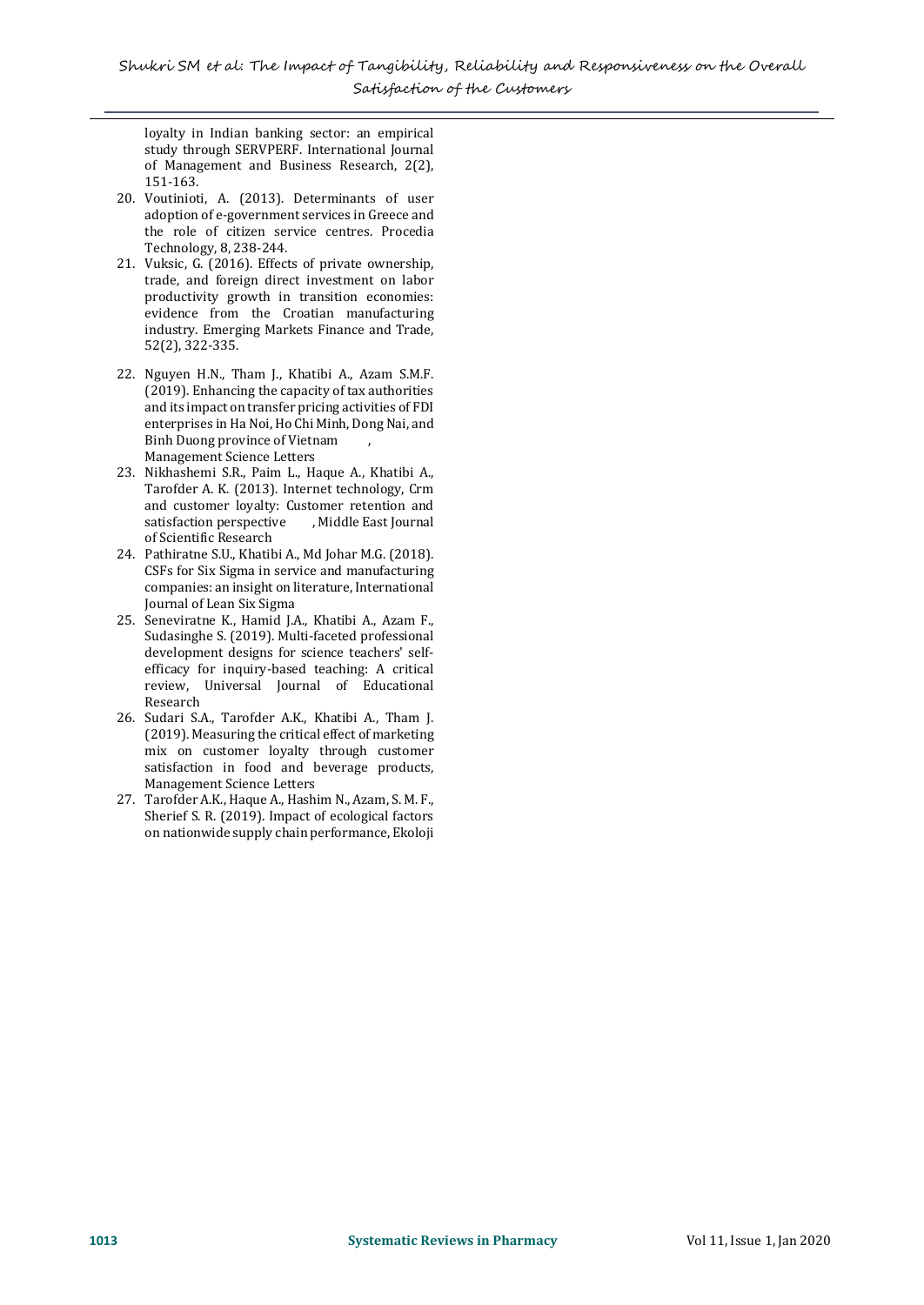loyalty in Indian banking sector: an empirical study through SERVPERF. International Journal of Management and Business Research, 2(2), 151-163.

20. Voutinioti, A. (2013). Determinants of user adoption of e-government services in Greece and the role of citizen service centres. Procedia Technology, 8, 238-244.
21. Vuksic, G. (2016). Effects of private ownership, trade, and foreign direct investment on labor productivity growth in transition economies: evidence from the Croatian manufacturing industry. Emerging Markets Finance and Trade, 52(2), 322-335.
22. Nguyen H.N., Tham J., Khatibi A., Azam S.M.F. (2019). Enhancing the capacity of tax authorities and its impact on transfer pricing activities of FDI enterprises in Ha Noi, Ho Chi Minh, Dong Nai, and Binh Duong province of Vietnam , Management Science Letters
23. Nikhashemi S.R., Paim L., Haque A., Khatibi A., Tarofder A. K. (2013). Internet technology, Crm and customer loyalty: Customer retention and satisfaction perspective , Middle East Journal of Scientific Research
24. Pathiratne S.U., Khatibi A., Md Johar M.G. (2018). CSFs for Six Sigma in service and manufacturing companies: an insight on literature, International Journal of Lean Six Sigma
25. Seneviratne K., Hamid J.A., Khatibi A., Azam F., Sudasinghe S. (2019). Multi-faceted professional development designs for science teachers' self-efficacy for inquiry-based teaching: A critical review, Universal Journal of Educational Research
26. Sudari S.A., Tarofder A.K., Khatibi A., Tham J. (2019). Measuring the critical effect of marketing mix on customer loyalty through customer satisfaction in food and beverage products, Management Science Letters
27. Tarofder A.K., Haque A., Hashim N., Azam, S. M. F., Sherief S. R. (2019). Impact of ecological factors on nationwide supply chain performance, Ekoloji